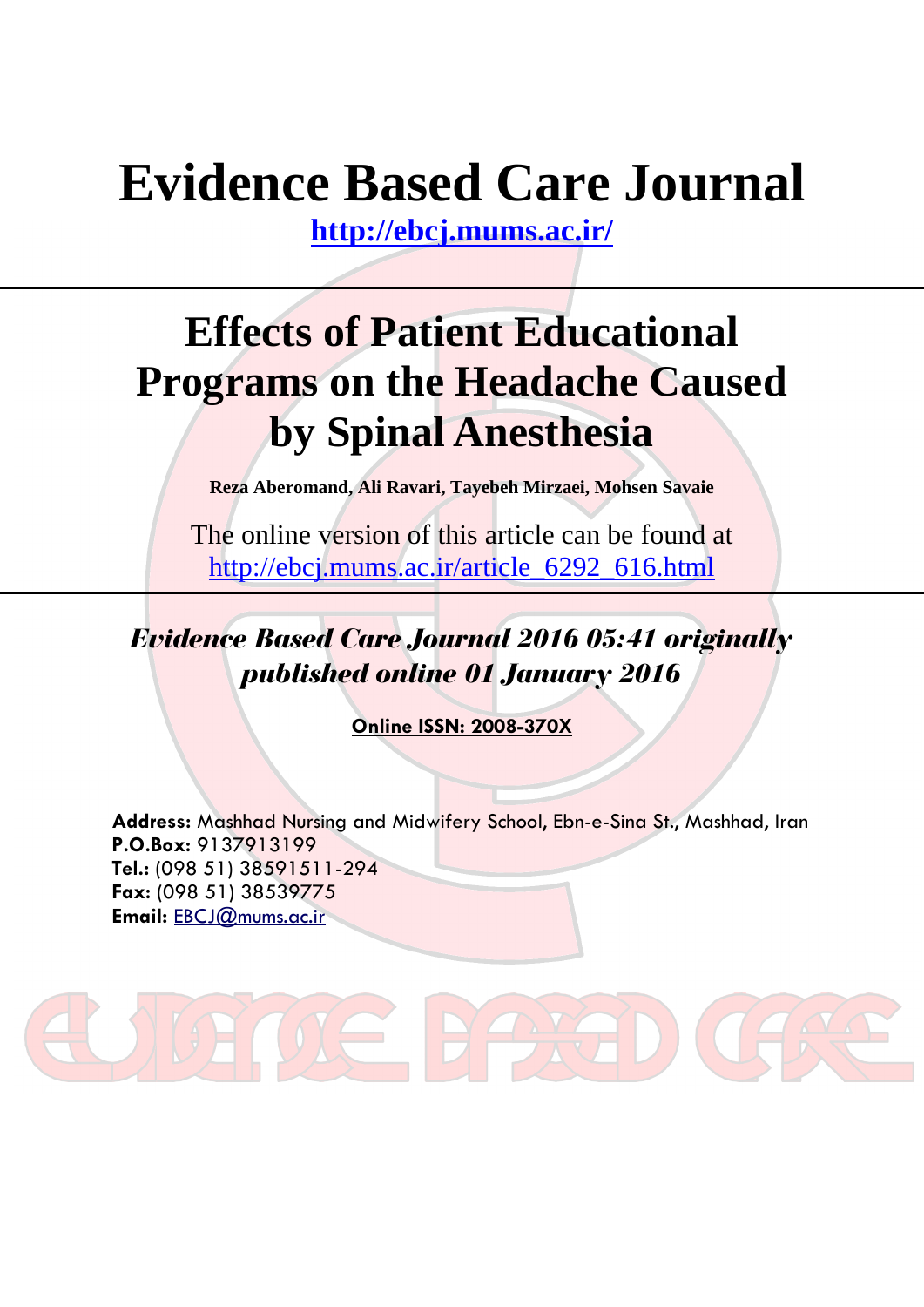# Evidence Based Care Journal

**http://ebcj.mums.ac.ir/**

## Effects of Patient Educational Programs on the Headache Caused by Spinal Anesthesia

**Reza Aberomand, Ali Ravari, Tayebeh Mirzaei, Mohsen Savaie**

The online version of this article can be found at http://ebcj.mums.ac.ir/article_6292_616.html

***Evidence Based Care Journal 2016 05:41 originally published online 01 January 2016***

**Online ISSN: 2008-370X**

**Address:** Mashhad Nursing and Midwifery School, Ebn-e-Sina St., Mashhad, Iran
**P.O.Box:** 9137913199
**Tel.:** (098 51) 38591511-294
**Fax:** (098 51) 38539775
**Email:** EBCJ@mums.ac.ir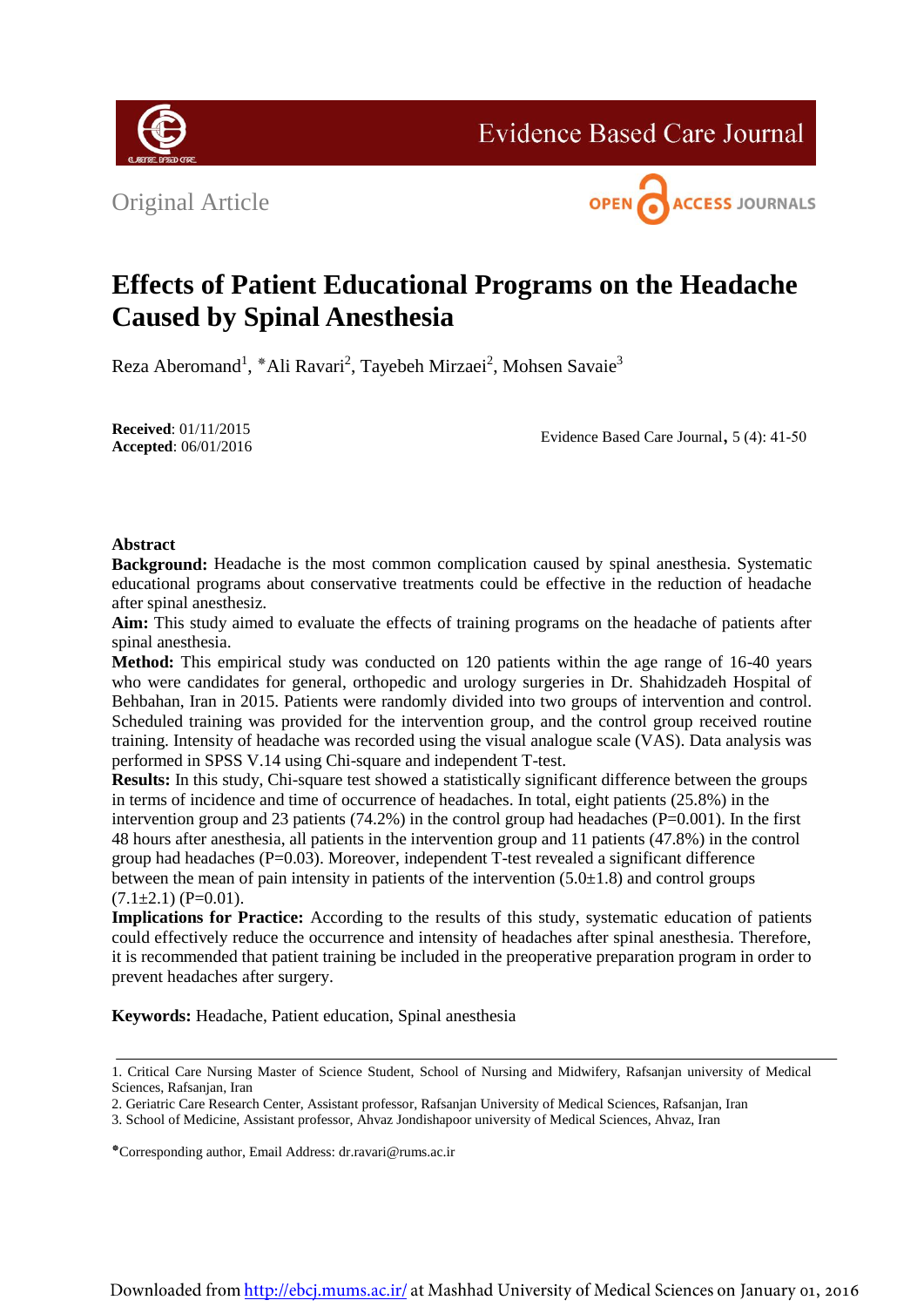Original Article

# Effects of Patient Educational Programs on the Headache Caused by Spinal Anesthesia

Reza Aberomand[1], *Ali Ravari[2], Tayebeh Mirzaei[2], Mohsen Savaie[3]

**Received**: 01/11/2015
**Accepted**: 06/01/2016

Evidence Based Care Journal, 5 (4): 41-50

## Abstract

**Background:** Headache is the most common complication caused by spinal anesthesia. Systematic educational programs about conservative treatments could be effective in the reduction of headache after spinal anesthesiz.

**Aim:** This study aimed to evaluate the effects of training programs on the headache of patients after spinal anesthesia.

**Method:** This empirical study was conducted on 120 patients within the age range of 16-40 years who were candidates for general, orthopedic and urology surgeries in Dr. Shahidzadeh Hospital of Behbahan, Iran in 2015. Patients were randomly divided into two groups of intervention and control. Scheduled training was provided for the intervention group, and the control group received routine training. Intensity of headache was recorded using the visual analogue scale (VAS). Data analysis was performed in SPSS V.14 using Chi-square and independent T-test.

**Results:** In this study, Chi-square test showed a statistically significant difference between the groups in terms of incidence and time of occurrence of headaches. In total, eight patients (25.8%) in the intervention group and 23 patients (74.2%) in the control group had headaches (P=0.001). In the first 48 hours after anesthesia, all patients in the intervention group and 11 patients (47.8%) in the control group had headaches (P=0.03). Moreover, independent T-test revealed a significant difference between the mean of pain intensity in patients of the intervention (5.0±1.8) and control groups (7.1±2.1) (P=0.01).

**Implications for Practice:** According to the results of this study, systematic education of patients could effectively reduce the occurrence and intensity of headaches after spinal anesthesia. Therefore, it is recommended that patient training be included in the preoperative preparation program in order to prevent headaches after surgery.

**Keywords:** Headache, Patient education, Spinal anesthesia

---

1. Critical Care Nursing Master of Science Student, School of Nursing and Midwifery, Rafsanjan university of Medical Sciences, Rafsanjan, Iran
2. Geriatric Care Research Center, Assistant professor, Rafsanjan University of Medical Sciences, Rafsanjan, Iran
3. School of Medicine, Assistant professor, Ahvaz Jondishapoor university of Medical Sciences, Ahvaz, Iran

*Corresponding author, Email Address: dr.ravari@rums.ac.ir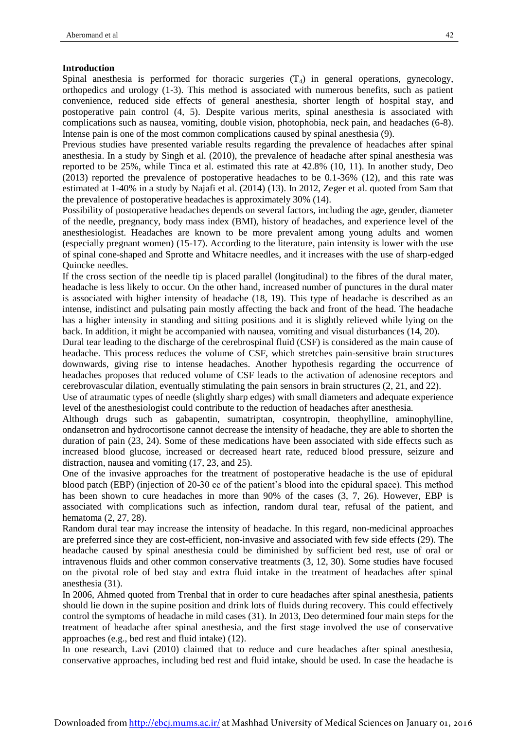## Introduction

Spinal anesthesia is performed for thoracic surgeries ($T_4$) in general operations, gynecology, orthopedics and urology (1-3). This method is associated with numerous benefits, such as patient convenience, reduced side effects of general anesthesia, shorter length of hospital stay, and postoperative pain control (4, 5). Despite various merits, spinal anesthesia is associated with complications such as nausea, vomiting, double vision, photophobia, neck pain, and headaches (6-8). Intense pain is one of the most common complications caused by spinal anesthesia (9).

Previous studies have presented variable results regarding the prevalence of headaches after spinal anesthesia. In a study by Singh et al. (2010), the prevalence of headache after spinal anesthesia was reported to be 25%, while Tinca et al. estimated this rate at 42.8% (10, 11). In another study, Deo (2013) reported the prevalence of postoperative headaches to be 0.1-36% (12), and this rate was estimated at 1-40% in a study by Najafi et al. (2014) (13). In 2012, Zeger et al. quoted from Sam that the prevalence of postoperative headaches is approximately 30% (14).

Possibility of postoperative headaches depends on several factors, including the age, gender, diameter of the needle, pregnancy, body mass index (BMI), history of headaches, and experience level of the anesthesiologist. Headaches are known to be more prevalent among young adults and women (especially pregnant women) (15-17). According to the literature, pain intensity is lower with the use of spinal cone-shaped and Sprotte and Whitacre needles, and it increases with the use of sharp-edged Quincke needles.

If the cross section of the needle tip is placed parallel (longitudinal) to the fibres of the dural mater, headache is less likely to occur. On the other hand, increased number of punctures in the dural mater is associated with higher intensity of headache (18, 19). This type of headache is described as an intense, indistinct and pulsating pain mostly affecting the back and front of the head. The headache has a higher intensity in standing and sitting positions and it is slightly relieved while lying on the back. In addition, it might be accompanied with nausea, vomiting and visual disturbances (14, 20).

Dural tear leading to the discharge of the cerebrospinal fluid (CSF) is considered as the main cause of headache. This process reduces the volume of CSF, which stretches pain-sensitive brain structures downwards, giving rise to intense headaches. Another hypothesis regarding the occurrence of headaches proposes that reduced volume of CSF leads to the activation of adenosine receptors and cerebrovascular dilation, eventually stimulating the pain sensors in brain structures (2, 21, and 22).

Use of atraumatic types of needle (slightly sharp edges) with small diameters and adequate experience level of the anesthesiologist could contribute to the reduction of headaches after anesthesia.

Although drugs such as gabapentin, sumatriptan, cosyntropin, theophylline, aminophylline, ondansetron and hydrocortisone cannot decrease the intensity of headache, they are able to shorten the duration of pain (23, 24). Some of these medications have been associated with side effects such as increased blood glucose, increased or decreased heart rate, reduced blood pressure, seizure and distraction, nausea and vomiting (17, 23, and 25).

One of the invasive approaches for the treatment of postoperative headache is the use of epidural blood patch (EBP) (injection of 20-30 cc of the patient's blood into the epidural space). This method has been shown to cure headaches in more than 90% of the cases (3, 7, 26). However, EBP is associated with complications such as infection, random dural tear, refusal of the patient, and hematoma (2, 27, 28).

Random dural tear may increase the intensity of headache. In this regard, non-medicinal approaches are preferred since they are cost-efficient, non-invasive and associated with few side effects (29). The headache caused by spinal anesthesia could be diminished by sufficient bed rest, use of oral or intravenous fluids and other common conservative treatments (3, 12, 30). Some studies have focused on the pivotal role of bed stay and extra fluid intake in the treatment of headaches after spinal anesthesia (31).

In 2006, Ahmed quoted from Trenbal that in order to cure headaches after spinal anesthesia, patients should lie down in the supine position and drink lots of fluids during recovery. This could effectively control the symptoms of headache in mild cases (31). In 2013, Deo determined four main steps for the treatment of headache after spinal anesthesia, and the first stage involved the use of conservative approaches (e.g., bed rest and fluid intake) (12).

In one research, Lavi (2010) claimed that to reduce and cure headaches after spinal anesthesia, conservative approaches, including bed rest and fluid intake, should be used. In case the headache is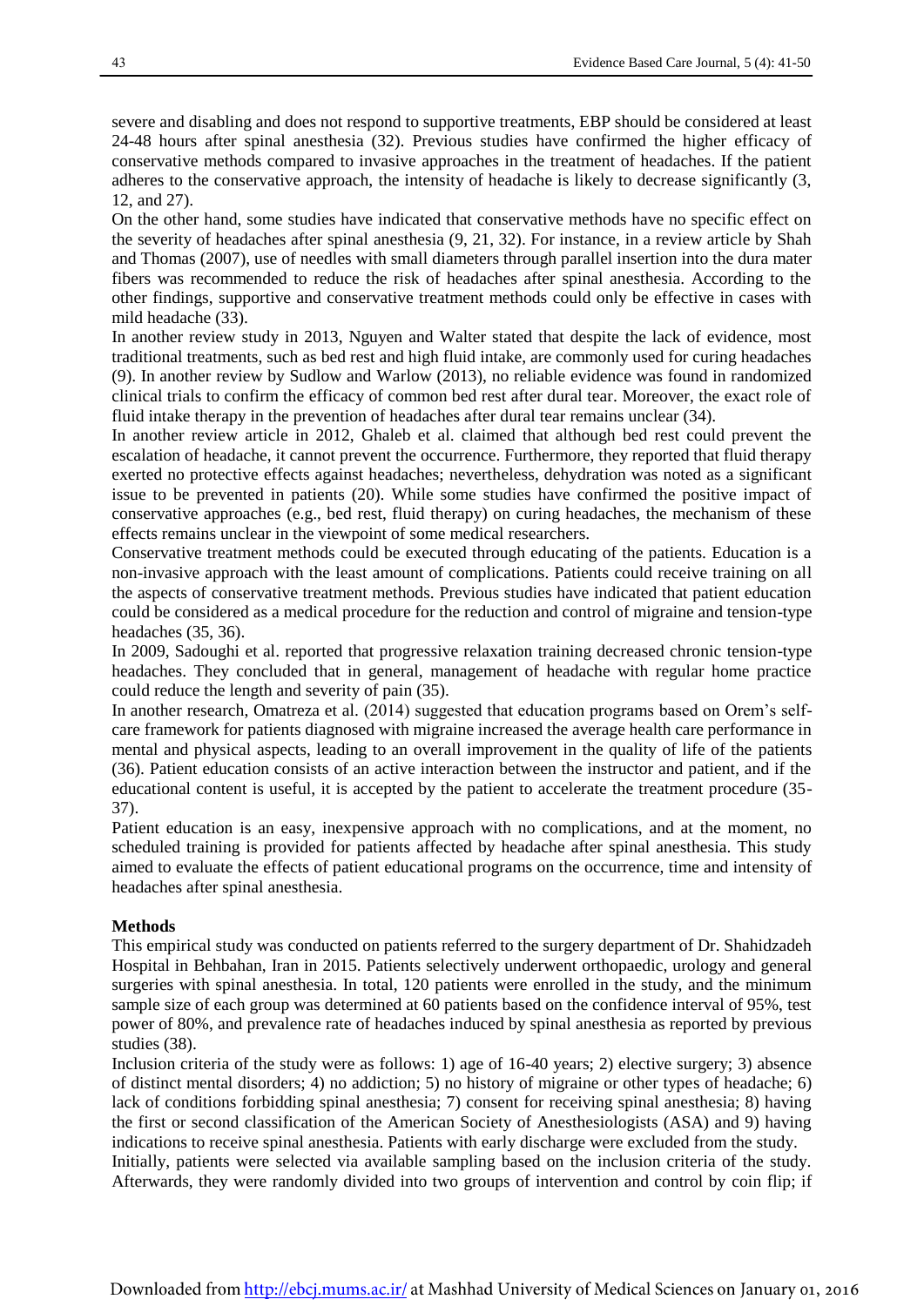severe and disabling and does not respond to supportive treatments, EBP should be considered at least 24-48 hours after spinal anesthesia (32). Previous studies have confirmed the higher efficacy of conservative methods compared to invasive approaches in the treatment of headaches. If the patient adheres to the conservative approach, the intensity of headache is likely to decrease significantly (3, 12, and 27).

On the other hand, some studies have indicated that conservative methods have no specific effect on the severity of headaches after spinal anesthesia (9, 21, 32). For instance, in a review article by Shah and Thomas (2007), use of needles with small diameters through parallel insertion into the dura mater fibers was recommended to reduce the risk of headaches after spinal anesthesia. According to the other findings, supportive and conservative treatment methods could only be effective in cases with mild headache (33).

In another review study in 2013, Nguyen and Walter stated that despite the lack of evidence, most traditional treatments, such as bed rest and high fluid intake, are commonly used for curing headaches (9). In another review by Sudlow and Warlow (2013), no reliable evidence was found in randomized clinical trials to confirm the efficacy of common bed rest after dural tear. Moreover, the exact role of fluid intake therapy in the prevention of headaches after dural tear remains unclear (34).

In another review article in 2012, Ghaleb et al. claimed that although bed rest could prevent the escalation of headache, it cannot prevent the occurrence. Furthermore, they reported that fluid therapy exerted no protective effects against headaches; nevertheless, dehydration was noted as a significant issue to be prevented in patients (20). While some studies have confirmed the positive impact of conservative approaches (e.g., bed rest, fluid therapy) on curing headaches, the mechanism of these effects remains unclear in the viewpoint of some medical researchers.

Conservative treatment methods could be executed through educating of the patients. Education is a non-invasive approach with the least amount of complications. Patients could receive training on all the aspects of conservative treatment methods. Previous studies have indicated that patient education could be considered as a medical procedure for the reduction and control of migraine and tension-type headaches (35, 36).

In 2009, Sadoughi et al. reported that progressive relaxation training decreased chronic tension-type headaches. They concluded that in general, management of headache with regular home practice could reduce the length and severity of pain (35).

In another research, Omatreza et al. (2014) suggested that education programs based on Orem's self-care framework for patients diagnosed with migraine increased the average health care performance in mental and physical aspects, leading to an overall improvement in the quality of life of the patients (36). Patient education consists of an active interaction between the instructor and patient, and if the educational content is useful, it is accepted by the patient to accelerate the treatment procedure (35-37).

Patient education is an easy, inexpensive approach with no complications, and at the moment, no scheduled training is provided for patients affected by headache after spinal anesthesia. This study aimed to evaluate the effects of patient educational programs on the occurrence, time and intensity of headaches after spinal anesthesia.

## Methods

This empirical study was conducted on patients referred to the surgery department of Dr. Shahidzadeh Hospital in Behbahan, Iran in 2015. Patients selectively underwent orthopaedic, urology and general surgeries with spinal anesthesia. In total, 120 patients were enrolled in the study, and the minimum sample size of each group was determined at 60 patients based on the confidence interval of 95%, test power of 80%, and prevalence rate of headaches induced by spinal anesthesia as reported by previous studies (38).

Inclusion criteria of the study were as follows: 1) age of 16-40 years; 2) elective surgery; 3) absence of distinct mental disorders; 4) no addiction; 5) no history of migraine or other types of headache; 6) lack of conditions forbidding spinal anesthesia; 7) consent for receiving spinal anesthesia; 8) having the first or second classification of the American Society of Anesthesiologists (ASA) and 9) having indications to receive spinal anesthesia. Patients with early discharge were excluded from the study.

Initially, patients were selected via available sampling based on the inclusion criteria of the study. Afterwards, they were randomly divided into two groups of intervention and control by coin flip; if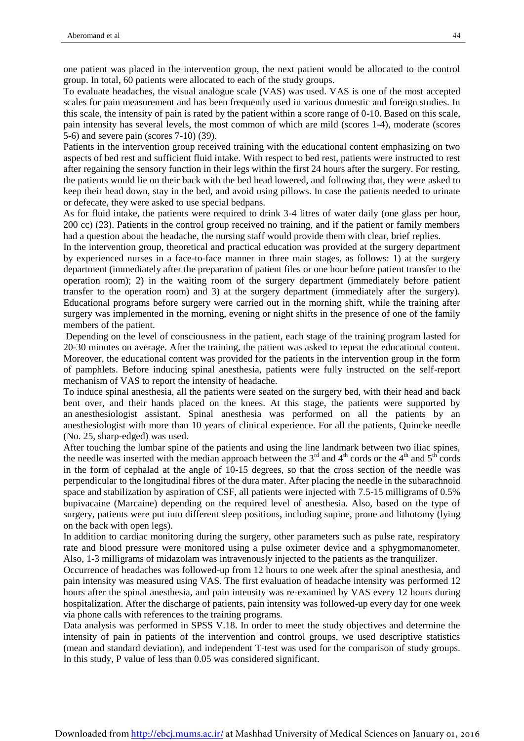one patient was placed in the intervention group, the next patient would be allocated to the control group. In total, 60 patients were allocated to each of the study groups.

To evaluate headaches, the visual analogue scale (VAS) was used. VAS is one of the most accepted scales for pain measurement and has been frequently used in various domestic and foreign studies. In this scale, the intensity of pain is rated by the patient within a score range of 0-10. Based on this scale, pain intensity has several levels, the most common of which are mild (scores 1-4), moderate (scores 5-6) and severe pain (scores 7-10) (39).

Patients in the intervention group received training with the educational content emphasizing on two aspects of bed rest and sufficient fluid intake. With respect to bed rest, patients were instructed to rest after regaining the sensory function in their legs within the first 24 hours after the surgery. For resting, the patients would lie on their back with the bed head lowered, and following that, they were asked to keep their head down, stay in the bed, and avoid using pillows. In case the patients needed to urinate or defecate, they were asked to use special bedpans.

As for fluid intake, the patients were required to drink 3-4 litres of water daily (one glass per hour, 200 cc) (23). Patients in the control group received no training, and if the patient or family members had a question about the headache, the nursing staff would provide them with clear, brief replies.

In the intervention group, theoretical and practical education was provided at the surgery department by experienced nurses in a face-to-face manner in three main stages, as follows: 1) at the surgery department (immediately after the preparation of patient files or one hour before patient transfer to the operation room); 2) in the waiting room of the surgery department (immediately before patient transfer to the operation room) and 3) at the surgery department (immediately after the surgery). Educational programs before surgery were carried out in the morning shift, while the training after surgery was implemented in the morning, evening or night shifts in the presence of one of the family members of the patient.

Depending on the level of consciousness in the patient, each stage of the training program lasted for 20-30 minutes on average. After the training, the patient was asked to repeat the educational content. Moreover, the educational content was provided for the patients in the intervention group in the form of pamphlets. Before inducing spinal anesthesia, patients were fully instructed on the self-report mechanism of VAS to report the intensity of headache.

To induce spinal anesthesia, all the patients were seated on the surgery bed, with their head and back bent over, and their hands placed on the knees. At this stage, the patients were supported by an anesthesiologist assistant. Spinal anesthesia was performed on all the patients by an anesthesiologist with more than 10 years of clinical experience. For all the patients, Quincke needle (No. 25, sharp-edged) was used.

After touching the lumbar spine of the patients and using the line landmark between two iliac spines, the needle was inserted with the median approach between the 3rd and 4th cords or the 4th and 5th cords in the form of cephalad at the angle of 10-15 degrees, so that the cross section of the needle was perpendicular to the longitudinal fibres of the dura mater. After placing the needle in the subarachnoid space and stabilization by aspiration of CSF, all patients were injected with 7.5-15 milligrams of 0.5% bupivacaine (Marcaine) depending on the required level of anesthesia. Also, based on the type of surgery, patients were put into different sleep positions, including supine, prone and lithotomy (lying on the back with open legs).

In addition to cardiac monitoring during the surgery, other parameters such as pulse rate, respiratory rate and blood pressure were monitored using a pulse oximeter device and a sphygmomanometer. Also, 1-3 milligrams of midazolam was intravenously injected to the patients as the tranquilizer.

Occurrence of headaches was followed-up from 12 hours to one week after the spinal anesthesia, and pain intensity was measured using VAS. The first evaluation of headache intensity was performed 12 hours after the spinal anesthesia, and pain intensity was re-examined by VAS every 12 hours during hospitalization. After the discharge of patients, pain intensity was followed-up every day for one week via phone calls with references to the training programs.

Data analysis was performed in SPSS V.18. In order to meet the study objectives and determine the intensity of pain in patients of the intervention and control groups, we used descriptive statistics (mean and standard deviation), and independent T-test was used for the comparison of study groups. In this study, P value of less than 0.05 was considered significant.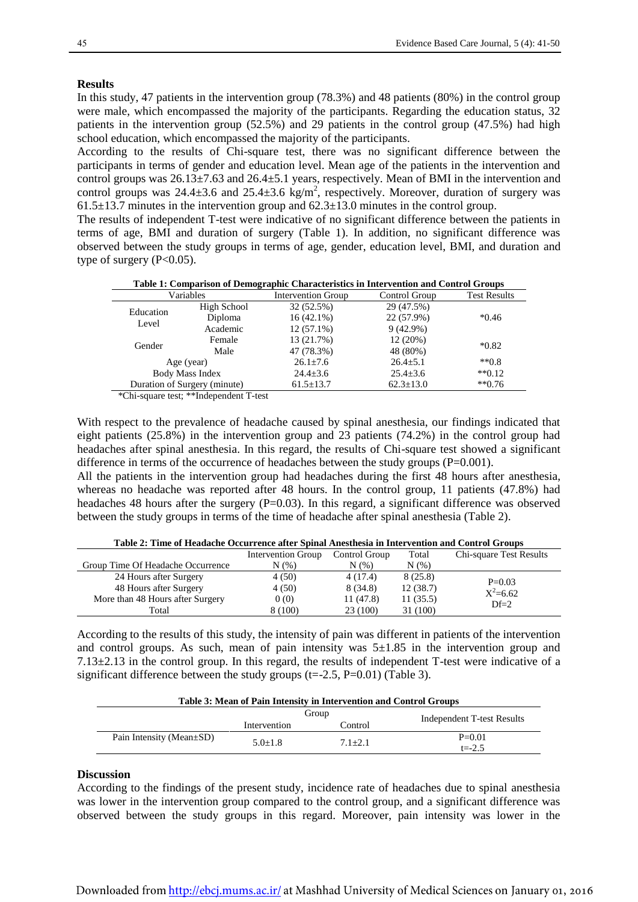## Results

In this study, 47 patients in the intervention group (78.3%) and 48 patients (80%) in the control group were male, which encompassed the majority of the participants. Regarding the education status, 32 patients in the intervention group (52.5%) and 29 patients in the control group (47.5%) had high school education, which encompassed the majority of the participants.

According to the results of Chi-square test, there was no significant difference between the participants in terms of gender and education level. Mean age of the patients in the intervention and control groups was 26.13±7.63 and 26.4±5.1 years, respectively. Mean of BMI in the intervention and control groups was 24.4±3.6 and 25.4±3.6 $kg/m^2$, respectively. Moreover, duration of surgery was 61.5±13.7 minutes in the intervention group and 62.3±13.0 minutes in the control group.

The results of independent T-test were indicative of no significant difference between the patients in terms of age, BMI and duration of surgery (Table 1). In addition, no significant difference was observed between the study groups in terms of age, gender, education level, BMI, and duration and type of surgery (P<0.05).

**Table 1: Comparison of Demographic Characteristics in Intervention and Control Groups**

| Variables | | Intervention Group | Control Group | Test Results |
|---|---|---|---|---|
| Education Level | High School | 32 (52.5%) | 29 (47.5%) | *0.46 |
| | Diploma | 16 (42.1%) | 22 (57.9%) | |
| | Academic | 12 (57.1%) | 9 (42.9%) | |
| Gender | Female | 13 (21.7%) | 12 (20%) | *0.82 |
| | Male | 47 (78.3%) | 48 (80%) | |
| Age (year) | | 26.1±7.6 | 26.4±5.1 | **0.8 |
| Body Mass Index | | 24.4±3.6 | 25.4±3.6 | **0.12 |
| Duration of Surgery (minute) | | 61.5±13.7 | 62.3±13.0 | **0.76 |

*Chi-square test; **Independent T-test

With respect to the prevalence of headache caused by spinal anesthesia, our findings indicated that eight patients (25.8%) in the intervention group and 23 patients (74.2%) in the control group had headaches after spinal anesthesia. In this regard, the results of Chi-square test showed a significant difference in terms of the occurrence of headaches between the study groups (P=0.001).

All the patients in the intervention group had headaches during the first 48 hours after anesthesia, whereas no headache was reported after 48 hours. In the control group, 11 patients (47.8%) had headaches 48 hours after the surgery (P=0.03). In this regard, a significant difference was observed between the study groups in terms of the time of headache after spinal anesthesia (Table 2).

**Table 2: Time of Headache Occurrence after Spinal Anesthesia in Intervention and Control Groups**

| Group Time Of Headache Occurrence | Intervention Group N (%) | Control Group N (%) | Total N (%) | Chi-square Test Results |
|---|---|---|---|---|
| 24 Hours after Surgery | 4 (50) | 4 (17.4) | 8 (25.8) | P=0.03 $X^2$=6.62 Df=2 |
| 48 Hours after Surgery | 4 (50) | 8 (34.8) | 12 (38.7) | |
| More than 48 Hours after Surgery | 0 (0) | 11 (47.8) | 11 (35.5) | |
| Total | 8 (100) | 23 (100) | 31 (100) | |

According to the results of this study, the intensity of pain was different in patients of the intervention and control groups. As such, mean of pain intensity was 5±1.85 in the intervention group and 7.13±2.13 in the control group. In this regard, the results of independent T-test were indicative of a significant difference between the study groups (t=-2.5, P=0.01) (Table 3).

**Table 3: Mean of Pain Intensity in Intervention and Control Groups**

| | Group | | Independent T-test Results |
|---|---|---|---|
| | Intervention | Control | |
| Pain Intensity (Mean±SD) | 5.0±1.8 | 7.1±2.1 | P=0.01 t=-2.5 |

## Discussion

According to the findings of the present study, incidence rate of headaches due to spinal anesthesia was lower in the intervention group compared to the control group, and a significant difference was observed between the study groups in this regard. Moreover, pain intensity was lower in the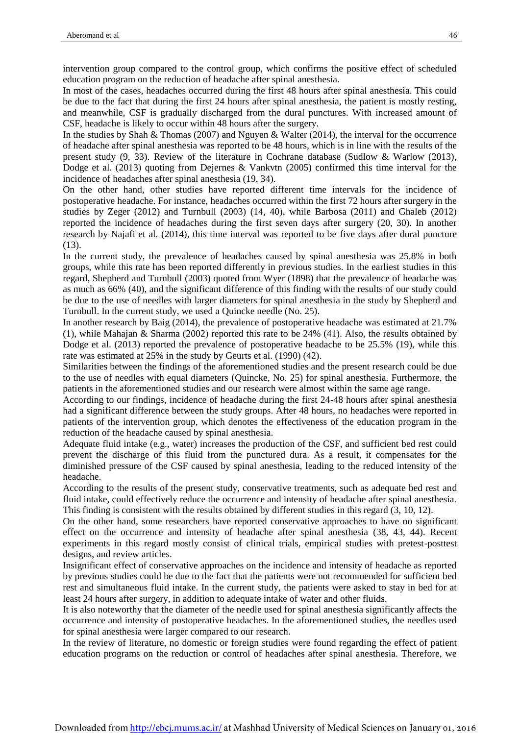intervention group compared to the control group, which confirms the positive effect of scheduled education program on the reduction of headache after spinal anesthesia.

In most of the cases, headaches occurred during the first 48 hours after spinal anesthesia. This could be due to the fact that during the first 24 hours after spinal anesthesia, the patient is mostly resting, and meanwhile, CSF is gradually discharged from the dural punctures. With increased amount of CSF, headache is likely to occur within 48 hours after the surgery.

In the studies by Shah & Thomas (2007) and Nguyen & Walter (2014), the interval for the occurrence of headache after spinal anesthesia was reported to be 48 hours, which is in line with the results of the present study (9, 33). Review of the literature in Cochrane database (Sudlow & Warlow (2013), Dodge et al. (2013) quoting from Dejernes & Vankvtn (2005) confirmed this time interval for the incidence of headaches after spinal anesthesia (19, 34).

On the other hand, other studies have reported different time intervals for the incidence of postoperative headache. For instance, headaches occurred within the first 72 hours after surgery in the studies by Zeger (2012) and Turnbull (2003) (14, 40), while Barbosa (2011) and Ghaleb (2012) reported the incidence of headaches during the first seven days after surgery (20, 30). In another research by Najafi et al. (2014), this time interval was reported to be five days after dural puncture (13).

In the current study, the prevalence of headaches caused by spinal anesthesia was 25.8% in both groups, while this rate has been reported differently in previous studies. In the earliest studies in this regard, Shepherd and Turnbull (2003) quoted from Wyer (1898) that the prevalence of headache was as much as 66% (40), and the significant difference of this finding with the results of our study could be due to the use of needles with larger diameters for spinal anesthesia in the study by Shepherd and Turnbull. In the current study, we used a Quincke needle (No. 25).

In another research by Baig (2014), the prevalence of postoperative headache was estimated at 21.7% (1), while Mahajan & Sharma (2002) reported this rate to be 24% (41). Also, the results obtained by Dodge et al. (2013) reported the prevalence of postoperative headache to be 25.5% (19), while this rate was estimated at 25% in the study by Geurts et al. (1990) (42).

Similarities between the findings of the aforementioned studies and the present research could be due to the use of needles with equal diameters (Quincke, No. 25) for spinal anesthesia. Furthermore, the patients in the aforementioned studies and our research were almost within the same age range.

According to our findings, incidence of headache during the first 24-48 hours after spinal anesthesia had a significant difference between the study groups. After 48 hours, no headaches were reported in patients of the intervention group, which denotes the effectiveness of the education program in the reduction of the headache caused by spinal anesthesia.

Adequate fluid intake (e.g., water) increases the production of the CSF, and sufficient bed rest could prevent the discharge of this fluid from the punctured dura. As a result, it compensates for the diminished pressure of the CSF caused by spinal anesthesia, leading to the reduced intensity of the headache.

According to the results of the present study, conservative treatments, such as adequate bed rest and fluid intake, could effectively reduce the occurrence and intensity of headache after spinal anesthesia. This finding is consistent with the results obtained by different studies in this regard (3, 10, 12).

On the other hand, some researchers have reported conservative approaches to have no significant effect on the occurrence and intensity of headache after spinal anesthesia (38, 43, 44). Recent experiments in this regard mostly consist of clinical trials, empirical studies with pretest-posttest designs, and review articles.

Insignificant effect of conservative approaches on the incidence and intensity of headache as reported by previous studies could be due to the fact that the patients were not recommended for sufficient bed rest and simultaneous fluid intake. In the current study, the patients were asked to stay in bed for at least 24 hours after surgery, in addition to adequate intake of water and other fluids.

It is also noteworthy that the diameter of the needle used for spinal anesthesia significantly affects the occurrence and intensity of postoperative headaches. In the aforementioned studies, the needles used for spinal anesthesia were larger compared to our research.

In the review of literature, no domestic or foreign studies were found regarding the effect of patient education programs on the reduction or control of headaches after spinal anesthesia. Therefore, we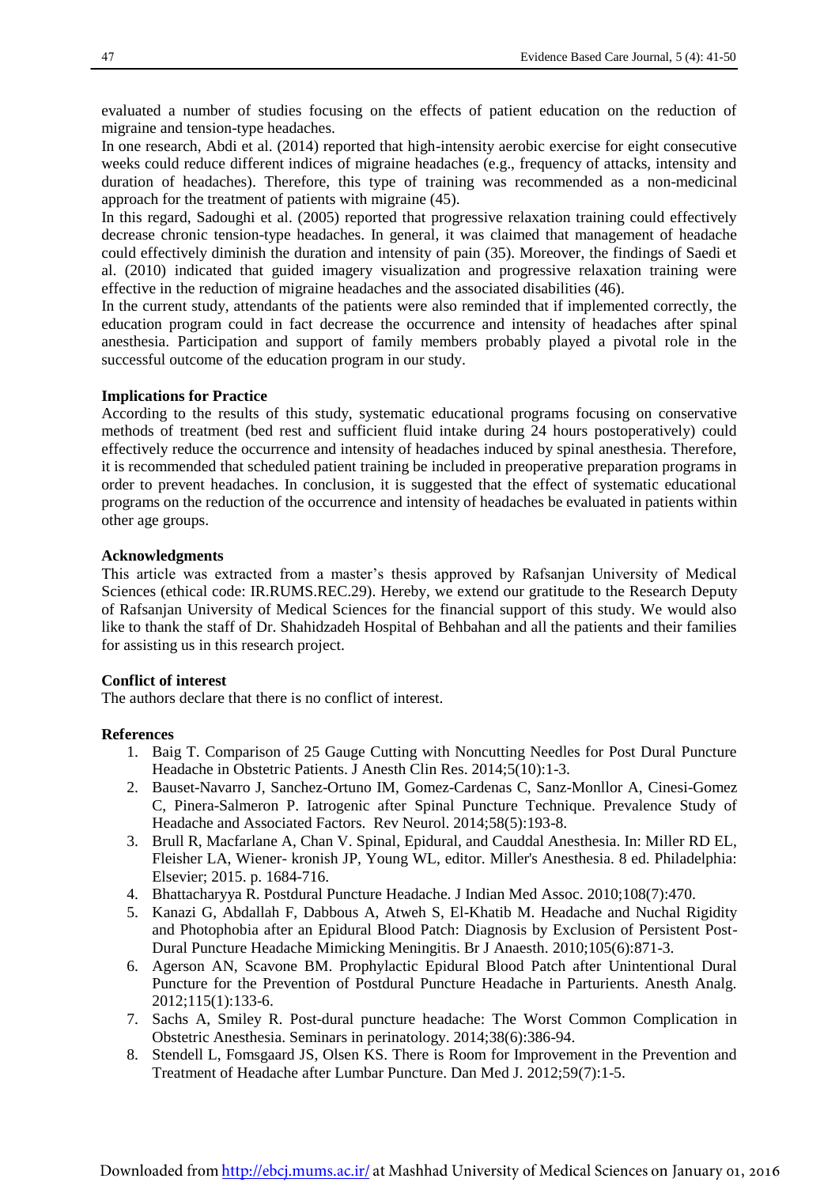evaluated a number of studies focusing on the effects of patient education on the reduction of migraine and tension-type headaches.

In one research, Abdi et al. (2014) reported that high-intensity aerobic exercise for eight consecutive weeks could reduce different indices of migraine headaches (e.g., frequency of attacks, intensity and duration of headaches). Therefore, this type of training was recommended as a non-medicinal approach for the treatment of patients with migraine (45).

In this regard, Sadoughi et al. (2005) reported that progressive relaxation training could effectively decrease chronic tension-type headaches. In general, it was claimed that management of headache could effectively diminish the duration and intensity of pain (35). Moreover, the findings of Saedi et al. (2010) indicated that guided imagery visualization and progressive relaxation training were effective in the reduction of migraine headaches and the associated disabilities (46).

In the current study, attendants of the patients were also reminded that if implemented correctly, the education program could in fact decrease the occurrence and intensity of headaches after spinal anesthesia. Participation and support of family members probably played a pivotal role in the successful outcome of the education program in our study.

**Implications for Practice**

According to the results of this study, systematic educational programs focusing on conservative methods of treatment (bed rest and sufficient fluid intake during 24 hours postoperatively) could effectively reduce the occurrence and intensity of headaches induced by spinal anesthesia. Therefore, it is recommended that scheduled patient training be included in preoperative preparation programs in order to prevent headaches. In conclusion, it is suggested that the effect of systematic educational programs on the reduction of the occurrence and intensity of headaches be evaluated in patients within other age groups.

**Acknowledgments**

This article was extracted from a master's thesis approved by Rafsanjan University of Medical Sciences (ethical code: IR.RUMS.REC.29). Hereby, we extend our gratitude to the Research Deputy of Rafsanjan University of Medical Sciences for the financial support of this study. We would also like to thank the staff of Dr. Shahidzadeh Hospital of Behbahan and all the patients and their families for assisting us in this research project.

**Conflict of interest**

The authors declare that there is no conflict of interest.

**References**

1. Baig T. Comparison of 25 Gauge Cutting with Noncutting Needles for Post Dural Puncture Headache in Obstetric Patients. J Anesth Clin Res. 2014;5(10):1-3.
2. Bauset-Navarro J, Sanchez-Ortuno IM, Gomez-Cardenas C, Sanz-Monllor A, Cinesi-Gomez C, Pinera-Salmeron P. Iatrogenic after Spinal Puncture Technique. Prevalence Study of Headache and Associated Factors. Rev Neurol. 2014;58(5):193-8.
3. Brull R, Macfarlane A, Chan V. Spinal, Epidural, and Cauddal Anesthesia. In: Miller RD EL, Fleisher LA, Wiener- kronish JP, Young WL, editor. Miller's Anesthesia. 8 ed. Philadelphia: Elsevier; 2015. p. 1684-716.
4. Bhattacharyya R. Postdural Puncture Headache. J Indian Med Assoc. 2010;108(7):470.
5. Kanazi G, Abdallah F, Dabbous A, Atweh S, El-Khatib M. Headache and Nuchal Rigidity and Photophobia after an Epidural Blood Patch: Diagnosis by Exclusion of Persistent Post-Dural Puncture Headache Mimicking Meningitis. Br J Anaesth. 2010;105(6):871-3.
6. Agerson AN, Scavone BM. Prophylactic Epidural Blood Patch after Unintentional Dural Puncture for the Prevention of Postdural Puncture Headache in Parturients. Anesth Analg. 2012;115(1):133-6.
7. Sachs A, Smiley R. Post-dural puncture headache: The Worst Common Complication in Obstetric Anesthesia. Seminars in perinatology. 2014;38(6):386-94.
8. Stendell L, Fomsgaard JS, Olsen KS. There is Room for Improvement in the Prevention and Treatment of Headache after Lumbar Puncture. Dan Med J. 2012;59(7):1-5.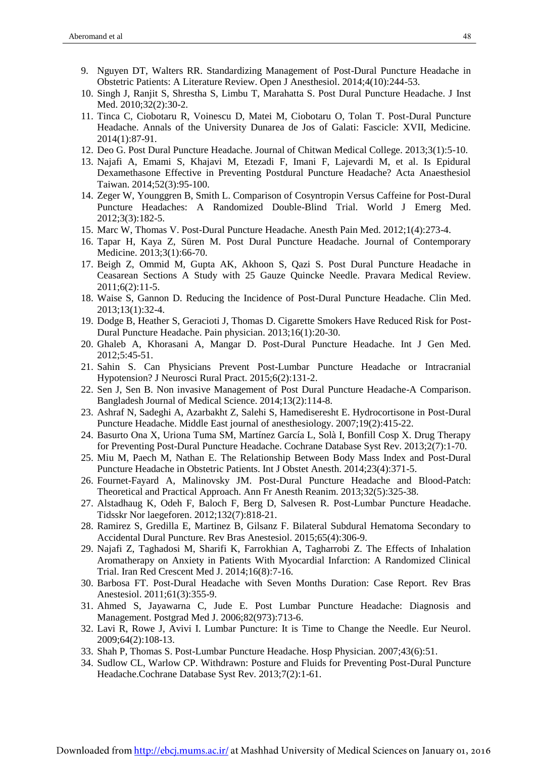9. Nguyen DT, Walters RR. Standardizing Management of Post-Dural Puncture Headache in Obstetric Patients: A Literature Review. Open J Anesthesiol. 2014;4(10):244-53.
10. Singh J, Ranjit S, Shrestha S, Limbu T, Marahatta S. Post Dural Puncture Headache. J Inst Med. 2010;32(2):30-2.
11. Tinca C, Ciobotaru R, Voinescu D, Matei M, Ciobotaru O, Tolan T. Post-Dural Puncture Headache. Annals of the University Dunarea de Jos of Galati: Fascicle: XVII, Medicine. 2014(1):87-91.
12. Deo G. Post Dural Puncture Headache. Journal of Chitwan Medical College. 2013;3(1):5-10.
13. Najafi A, Emami S, Khajavi M, Etezadi F, Imani F, Lajevardi M, et al. Is Epidural Dexamethasone Effective in Preventing Postdural Puncture Headache? Acta Anaesthesiol Taiwan. 2014;52(3):95-100.
14. Zeger W, Younggren B, Smith L. Comparison of Cosyntropin Versus Caffeine for Post-Dural Puncture Headaches: A Randomized Double-Blind Trial. World J Emerg Med. 2012;3(3):182-5.
15. Marc W, Thomas V. Post-Dural Puncture Headache. Anesth Pain Med. 2012;1(4):273-4.
16. Tapar H, Kaya Z, Süren M. Post Dural Puncture Headache. Journal of Contemporary Medicine. 2013;3(1):66-70.
17. Beigh Z, Ommid M, Gupta AK, Akhoon S, Qazi S. Post Dural Puncture Headache in Ceasarean Sections A Study with 25 Gauze Quincke Needle. Pravara Medical Review. 2011;6(2):11-5.
18. Waise S, Gannon D. Reducing the Incidence of Post-Dural Puncture Headache. Clin Med. 2013;13(1):32-4.
19. Dodge B, Heather S, Geracioti J, Thomas D. Cigarette Smokers Have Reduced Risk for Post-Dural Puncture Headache. Pain physician. 2013;16(1):20-30.
20. Ghaleb A, Khorasani A, Mangar D. Post-Dural Puncture Headache. Int J Gen Med. 2012;5:45-51.
21. Sahin S. Can Physicians Prevent Post-Lumbar Puncture Headache or Intracranial Hypotension? J Neurosci Rural Pract. 2015;6(2):131-2.
22. Sen J, Sen B. Non invasive Management of Post Dural Puncture Headache-A Comparison. Bangladesh Journal of Medical Science. 2014;13(2):114-8.
23. Ashraf N, Sadeghi A, Azarbakht Z, Salehi S, Hamediseresht E. Hydrocortisone in Post-Dural Puncture Headache. Middle East journal of anesthesiology. 2007;19(2):415-22.
24. Basurto Ona X, Uriona Tuma SM, Martínez García L, Solà I, Bonfill Cosp X. Drug Therapy for Preventing Post-Dural Puncture Headache. Cochrane Database Syst Rev. 2013;2(7):1-70.
25. Miu M, Paech M, Nathan E. The Relationship Between Body Mass Index and Post-Dural Puncture Headache in Obstetric Patients. Int J Obstet Anesth. 2014;23(4):371-5.
26. Fournet-Fayard A, Malinovsky JM. Post-Dural Puncture Headache and Blood-Patch: Theoretical and Practical Approach. Ann Fr Anesth Reanim. 2013;32(5):325-38.
27. Alstadhaug K, Odeh F, Baloch F, Berg D, Salvesen R. Post-Lumbar Puncture Headache. Tidsskr Nor laegeforen. 2012;132(7):818-21.
28. Ramirez S, Gredilla E, Martinez B, Gilsanz F. Bilateral Subdural Hematoma Secondary to Accidental Dural Puncture. Rev Bras Anestesiol. 2015;65(4):306-9.
29. Najafi Z, Taghadosi M, Sharifi K, Farrokhian A, Tagharrobi Z. The Effects of Inhalation Aromatherapy on Anxiety in Patients With Myocardial Infarction: A Randomized Clinical Trial. Iran Red Crescent Med J. 2014;16(8):7-16.
30. Barbosa FT. Post-Dural Headache with Seven Months Duration: Case Report. Rev Bras Anestesiol. 2011;61(3):355-9.
31. Ahmed S, Jayawarna C, Jude E. Post Lumbar Puncture Headache: Diagnosis and Management. Postgrad Med J. 2006;82(973):713-6.
32. Lavi R, Rowe J, Avivi I. Lumbar Puncture: It is Time to Change the Needle. Eur Neurol. 2009;64(2):108-13.
33. Shah P, Thomas S. Post-Lumbar Puncture Headache. Hosp Physician. 2007;43(6):51.
34. Sudlow CL, Warlow CP. Withdrawn: Posture and Fluids for Preventing Post-Dural Puncture Headache.Cochrane Database Syst Rev. 2013;7(2):1-61.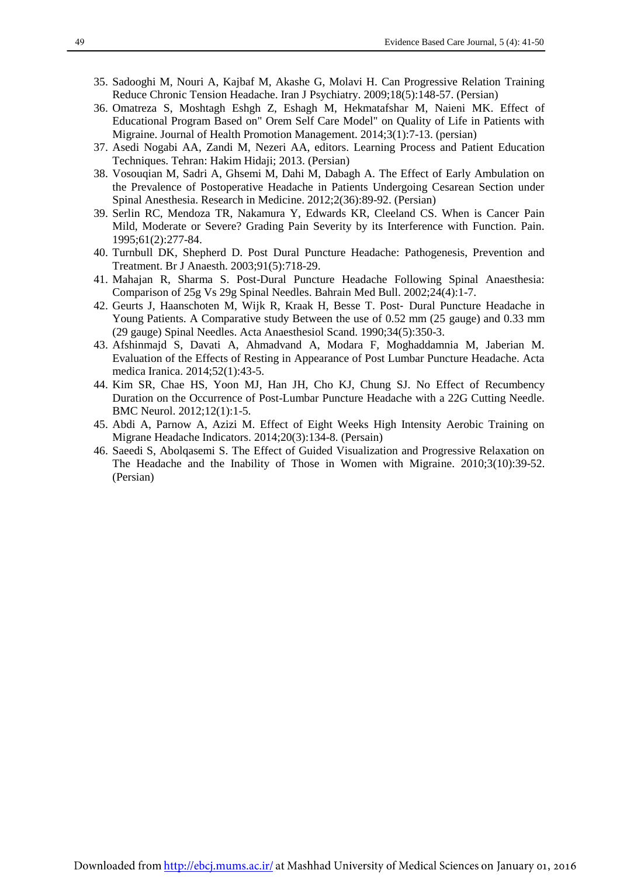35. Sadooghi M, Nouri A, Kajbaf M, Akashe G, Molavi H. Can Progressive Relation Training Reduce Chronic Tension Headache. Iran J Psychiatry. 2009;18(5):148-57. (Persian)
36. Omatreza S, Moshtagh Eshgh Z, Eshagh M, Hekmatafshar M, Naieni MK. Effect of Educational Program Based on" Orem Self Care Model" on Quality of Life in Patients with Migraine. Journal of Health Promotion Management. 2014;3(1):7-13. (persian)
37. Asedi Nogabi AA, Zandi M, Nezeri AA, editors. Learning Process and Patient Education Techniques. Tehran: Hakim Hidaji; 2013. (Persian)
38. Vosouqian M, Sadri A, Ghsemi M, Dahi M, Dabagh A. The Effect of Early Ambulation on the Prevalence of Postoperative Headache in Patients Undergoing Cesarean Section under Spinal Anesthesia. Research in Medicine. 2012;2(36):89-92. (Persian)
39. Serlin RC, Mendoza TR, Nakamura Y, Edwards KR, Cleeland CS. When is Cancer Pain Mild, Moderate or Severe? Grading Pain Severity by its Interference with Function. Pain. 1995;61(2):277-84.
40. Turnbull DK, Shepherd D. Post Dural Puncture Headache: Pathogenesis, Prevention and Treatment. Br J Anaesth. 2003;91(5):718-29.
41. Mahajan R, Sharma S. Post-Dural Puncture Headache Following Spinal Anaesthesia: Comparison of 25g Vs 29g Spinal Needles. Bahrain Med Bull. 2002;24(4):1-7.
42. Geurts J, Haanschoten M, Wijk R, Kraak H, Besse T. Post- Dural Puncture Headache in Young Patients. A Comparative study Between the use of 0.52 mm (25 gauge) and 0.33 mm (29 gauge) Spinal Needles. Acta Anaesthesiol Scand. 1990;34(5):350-3.
43. Afshinmajd S, Davati A, Ahmadvand A, Modara F, Moghaddamnia M, Jaberian M. Evaluation of the Effects of Resting in Appearance of Post Lumbar Puncture Headache. Acta medica Iranica. 2014;52(1):43-5.
44. Kim SR, Chae HS, Yoon MJ, Han JH, Cho KJ, Chung SJ. No Effect of Recumbency Duration on the Occurrence of Post-Lumbar Puncture Headache with a 22G Cutting Needle. BMC Neurol. 2012;12(1):1-5.
45. Abdi A, Parnow A, Azizi M. Effect of Eight Weeks High Intensity Aerobic Training on Migrane Headache Indicators. 2014;20(3):134-8. (Persain)
46. Saeedi S, Abolqasemi S. The Effect of Guided Visualization and Progressive Relaxation on The Headache and the Inability of Those in Women with Migraine. 2010;3(10):39-52. (Persian)